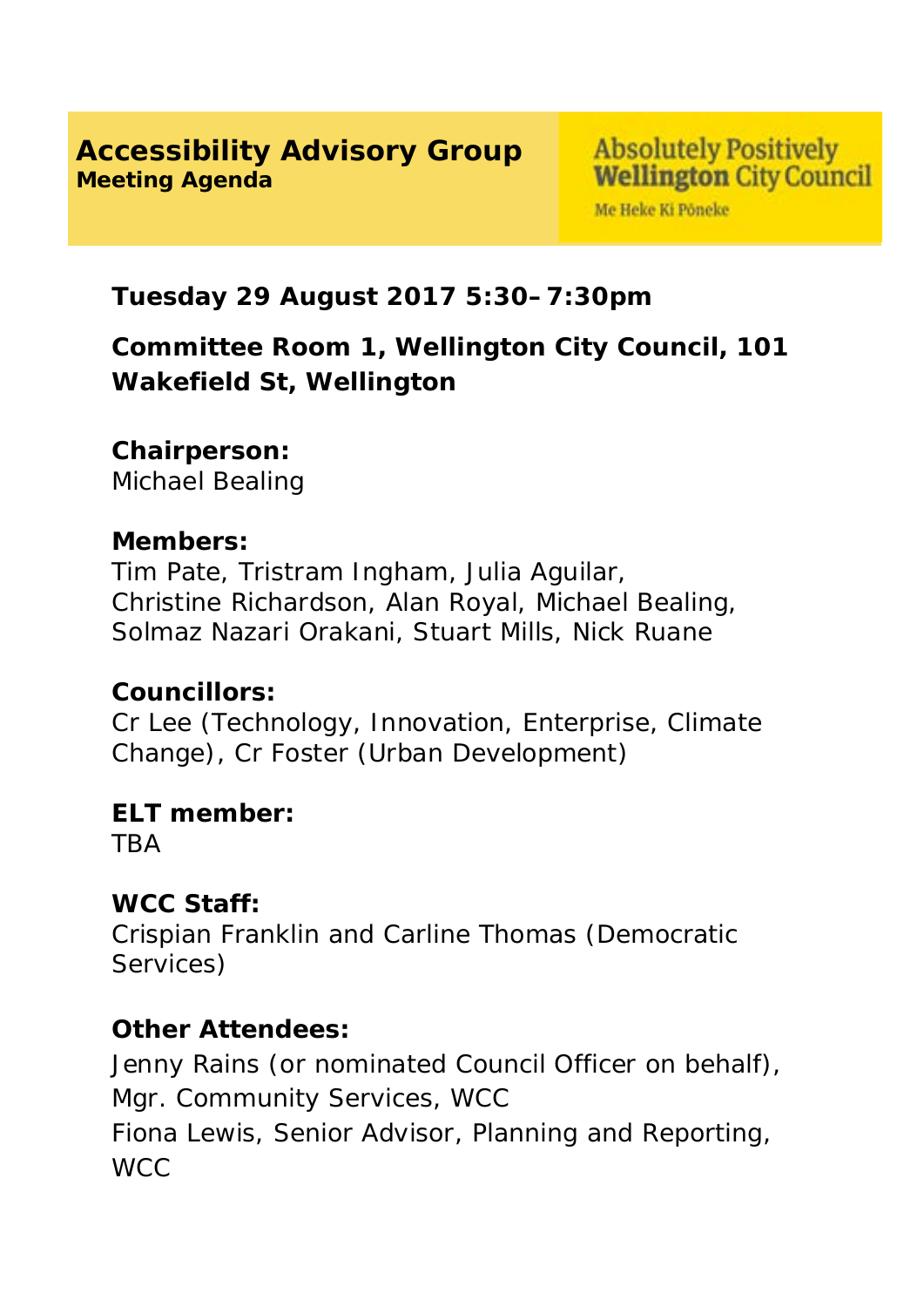# Accessibility Advisory Group
**Meeting Agenda**

Absolutely Positively **Wellington** City Council
Me Heke Ki Pōneke

**Tuesday 29 August 2017 5:30– 7:30pm**

**Committee Room 1, Wellington City Council, 101 Wakefield St, Wellington**

**Chairperson:**
Michael Bealing

**Members:**
Tim Pate, Tristram Ingham, Julia Aguilar, Christine Richardson, Alan Royal, Michael Bealing, Solmaz Nazari Orakani, Stuart Mills, Nick Ruane

**Councillors:**
Cr Lee (Technology, Innovation, Enterprise, Climate Change), Cr Foster (Urban Development)

**ELT member:**
TBA

**WCC Staff:**
Crispian Franklin and Carline Thomas (Democratic Services)

**Other Attendees:**
Jenny Rains (or nominated Council Officer on behalf), Mgr. Community Services, WCC
Fiona Lewis, Senior Advisor, Planning and Reporting, WCC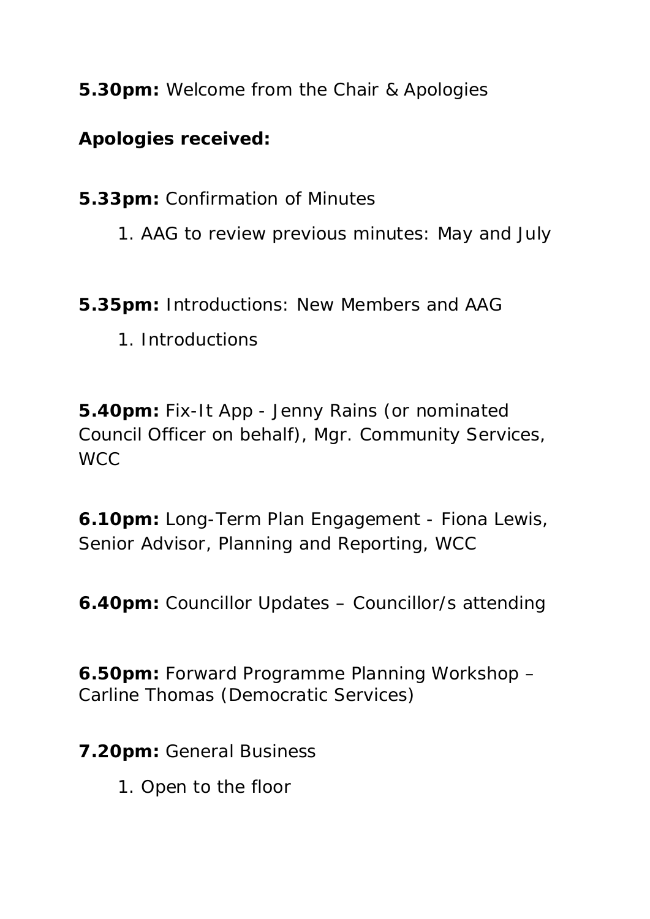**5.30pm:** Welcome from the Chair & Apologies

**Apologies received:**

**5.33pm:** Confirmation of Minutes

1. AAG to review previous minutes: May and July

**5.35pm:** Introductions: New Members and AAG

1. Introductions

**5.40pm:** Fix-It App - Jenny Rains (or nominated Council Officer on behalf), Mgr. Community Services, WCC

**6.10pm:** Long-Term Plan Engagement - Fiona Lewis, Senior Advisor, Planning and Reporting, WCC

**6.40pm:** Councillor Updates – Councillor/s attending

**6.50pm:** Forward Programme Planning Workshop – Carline Thomas (Democratic Services)

**7.20pm:** General Business

1. Open to the floor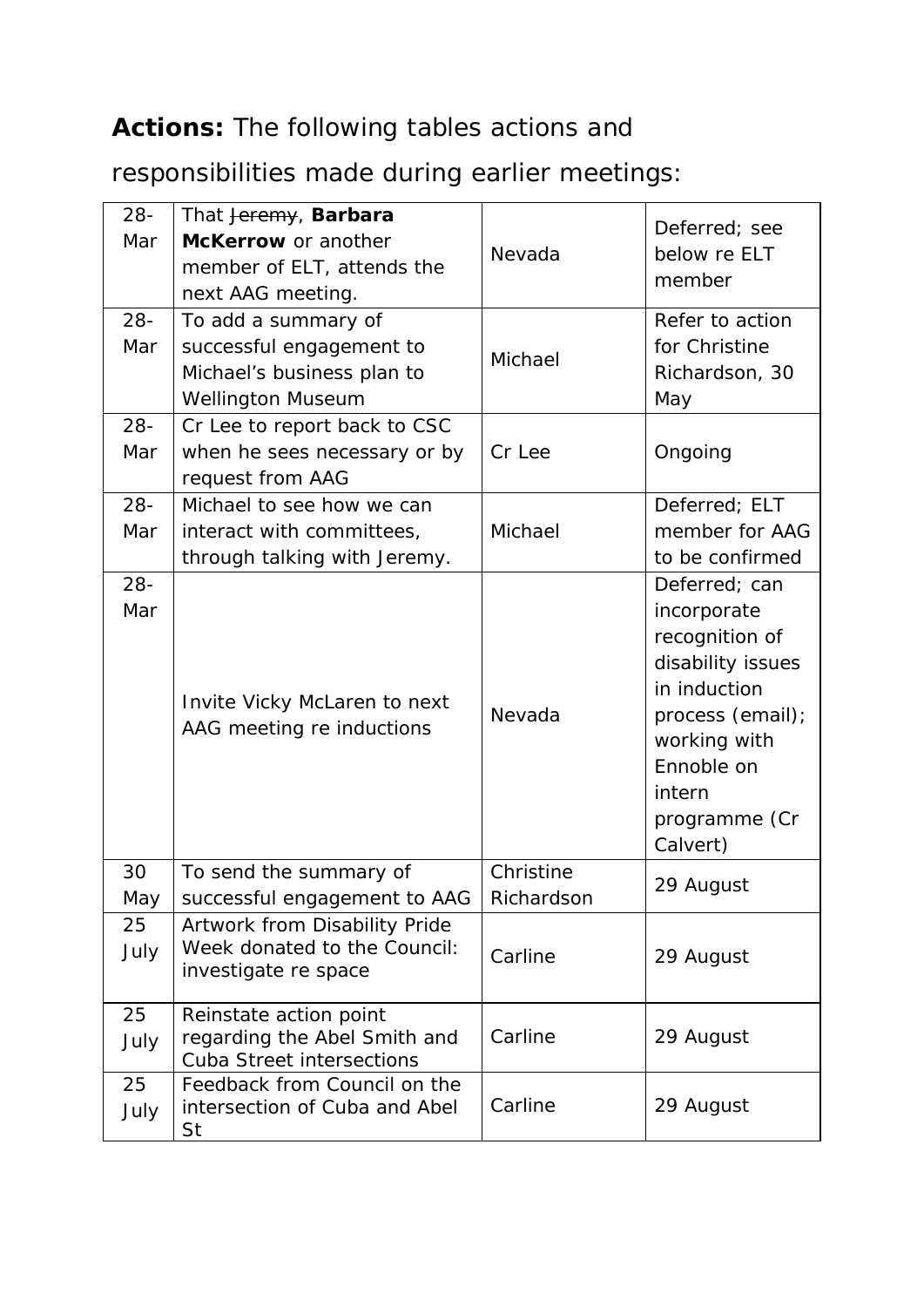**Actions:** The following tables actions and responsibilities made during earlier meetings:

| | | | |
|---|---|---|---|
| 28-Mar | That ~~Jeremy~~, **Barbara McKerrow** or another member of ELT, attends the next AAG meeting. | Nevada | Deferred; see below re ELT member |
| 28-Mar | To add a summary of successful engagement to Michael's business plan to Wellington Museum | Michael | Refer to action for Christine Richardson, 30 May |
| 28-Mar | Cr Lee to report back to CSC when he sees necessary or by request from AAG | Cr Lee | Ongoing |
| 28-Mar | Michael to see how we can interact with committees, through talking with Jeremy. | Michael | Deferred; ELT member for AAG to be confirmed |
| 28-Mar | Invite Vicky McLaren to next AAG meeting re inductions | Nevada | Deferred; can incorporate recognition of disability issues in induction process (email); working with Ennoble on intern programme (Cr Calvert) |
| 30 May | To send the summary of successful engagement to AAG | Christine Richardson | 29 August |
| 25 July | Artwork from Disability Pride Week donated to the Council: investigate re space | Carline | 29 August |
| 25 July | Reinstate action point regarding the Abel Smith and Cuba Street intersections | Carline | 29 August |
| 25 July | Feedback from Council on the intersection of Cuba and Abel St | Carline | 29 August |